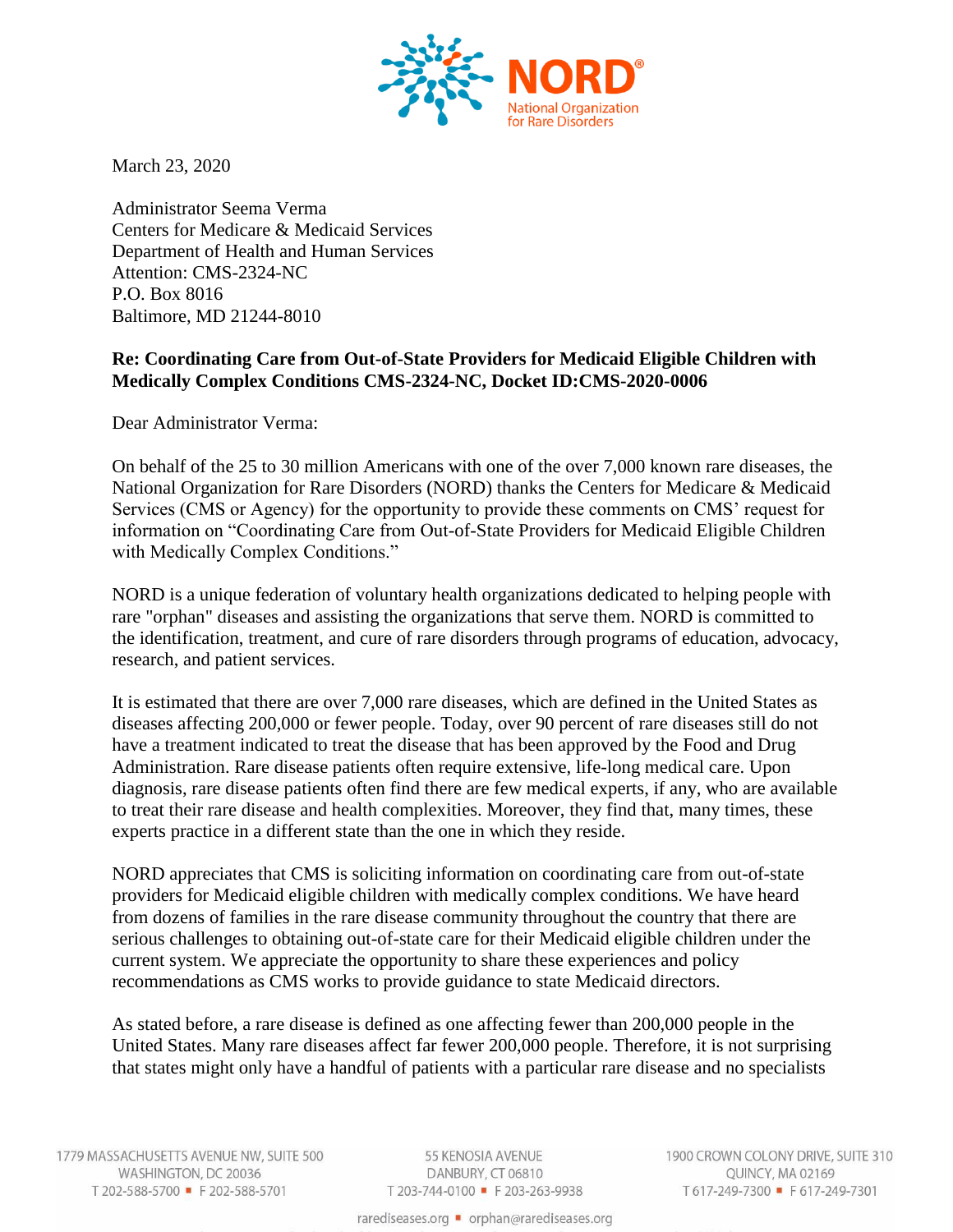March 23, 2020

Administrator Seema Verma
Centers for Medicare & Medicaid Services
Department of Health and Human Services
Attention: CMS-2324-NC
P.O. Box 8016
Baltimore, MD 21244-8010

**Re: Coordinating Care from Out-of-State Providers for Medicaid Eligible Children with Medically Complex Conditions CMS-2324-NC, Docket ID:CMS-2020-0006**

Dear Administrator Verma:

On behalf of the 25 to 30 million Americans with one of the over 7,000 known rare diseases, the National Organization for Rare Disorders (NORD) thanks the Centers for Medicare & Medicaid Services (CMS or Agency) for the opportunity to provide these comments on CMS' request for information on "Coordinating Care from Out-of-State Providers for Medicaid Eligible Children with Medically Complex Conditions."

NORD is a unique federation of voluntary health organizations dedicated to helping people with rare "orphan" diseases and assisting the organizations that serve them. NORD is committed to the identification, treatment, and cure of rare disorders through programs of education, advocacy, research, and patient services.

It is estimated that there are over 7,000 rare diseases, which are defined in the United States as diseases affecting 200,000 or fewer people. Today, over 90 percent of rare diseases still do not have a treatment indicated to treat the disease that has been approved by the Food and Drug Administration. Rare disease patients often require extensive, life-long medical care. Upon diagnosis, rare disease patients often find there are few medical experts, if any, who are available to treat their rare disease and health complexities. Moreover, they find that, many times, these experts practice in a different state than the one in which they reside.

NORD appreciates that CMS is soliciting information on coordinating care from out-of-state providers for Medicaid eligible children with medically complex conditions. We have heard from dozens of families in the rare disease community throughout the country that there are serious challenges to obtaining out-of-state care for their Medicaid eligible children under the current system. We appreciate the opportunity to share these experiences and policy recommendations as CMS works to provide guidance to state Medicaid directors.

As stated before, a rare disease is defined as one affecting fewer than 200,000 people in the United States. Many rare diseases affect far fewer 200,000 people. Therefore, it is not surprising that states might only have a handful of patients with a particular rare disease and no specialists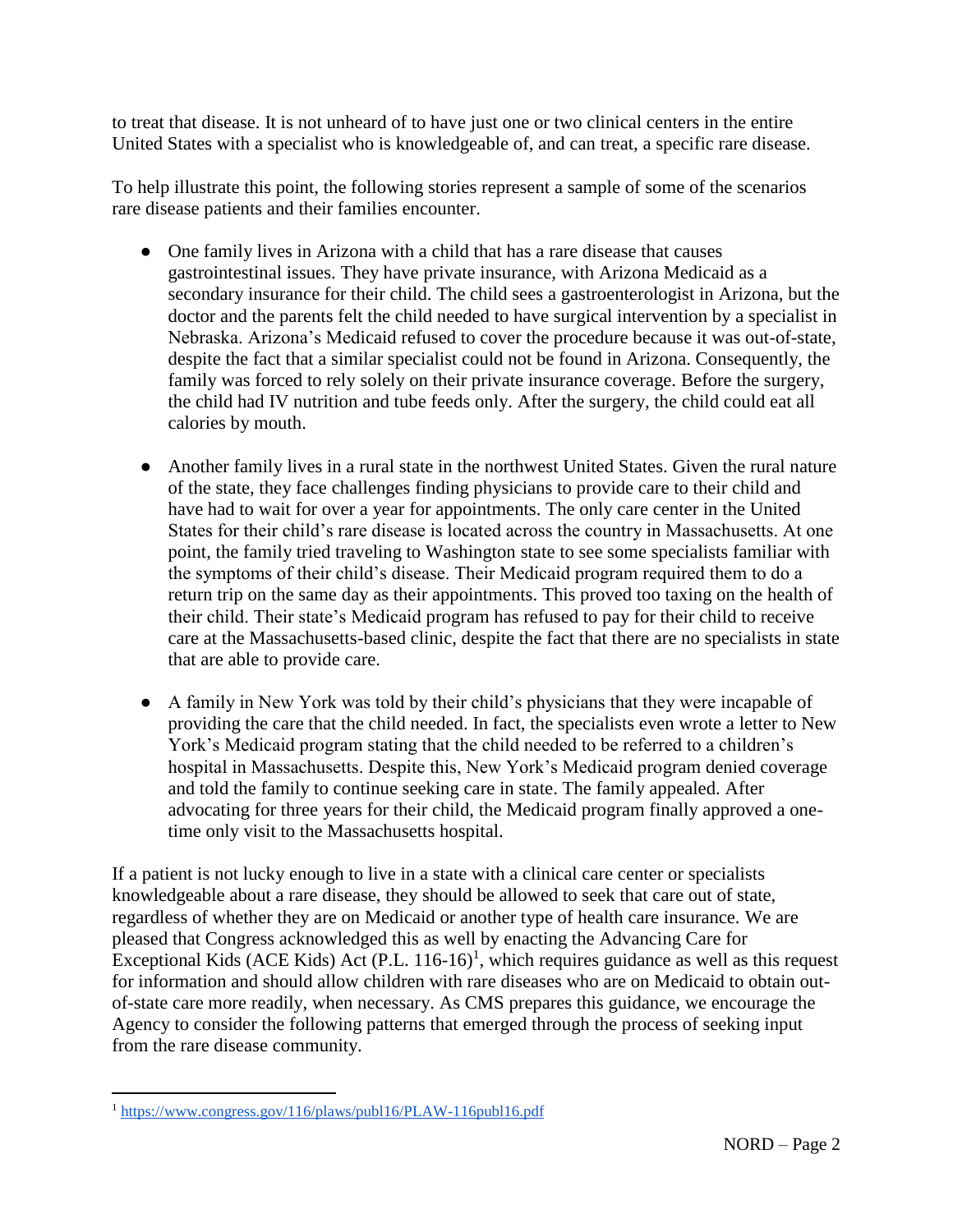to treat that disease. It is not unheard of to have just one or two clinical centers in the entire United States with a specialist who is knowledgeable of, and can treat, a specific rare disease.

To help illustrate this point, the following stories represent a sample of some of the scenarios rare disease patients and their families encounter.

- One family lives in Arizona with a child that has a rare disease that causes gastrointestinal issues. They have private insurance, with Arizona Medicaid as a secondary insurance for their child. The child sees a gastroenterologist in Arizona, but the doctor and the parents felt the child needed to have surgical intervention by a specialist in Nebraska. Arizona's Medicaid refused to cover the procedure because it was out-of-state, despite the fact that a similar specialist could not be found in Arizona. Consequently, the family was forced to rely solely on their private insurance coverage. Before the surgery, the child had IV nutrition and tube feeds only. After the surgery, the child could eat all calories by mouth.

- Another family lives in a rural state in the northwest United States. Given the rural nature of the state, they face challenges finding physicians to provide care to their child and have had to wait for over a year for appointments. The only care center in the United States for their child's rare disease is located across the country in Massachusetts. At one point, the family tried traveling to Washington state to see some specialists familiar with the symptoms of their child's disease. Their Medicaid program required them to do a return trip on the same day as their appointments. This proved too taxing on the health of their child. Their state's Medicaid program has refused to pay for their child to receive care at the Massachusetts-based clinic, despite the fact that there are no specialists in state that are able to provide care.

- A family in New York was told by their child's physicians that they were incapable of providing the care that the child needed. In fact, the specialists even wrote a letter to New York's Medicaid program stating that the child needed to be referred to a children's hospital in Massachusetts. Despite this, New York's Medicaid program denied coverage and told the family to continue seeking care in state. The family appealed. After advocating for three years for their child, the Medicaid program finally approved a one-time only visit to the Massachusetts hospital.

If a patient is not lucky enough to live in a state with a clinical care center or specialists knowledgeable about a rare disease, they should be allowed to seek that care out of state, regardless of whether they are on Medicaid or another type of health care insurance. We are pleased that Congress acknowledged this as well by enacting the Advancing Care for Exceptional Kids (ACE Kids) Act (P.L. 116-16)[1], which requires guidance as well as this request for information and should allow children with rare diseases who are on Medicaid to obtain out-of-state care more readily, when necessary. As CMS prepares this guidance, we encourage the Agency to consider the following patterns that emerged through the process of seeking input from the rare disease community.

[1] https://www.congress.gov/116/plaws/publ16/PLAW-116publ16.pdf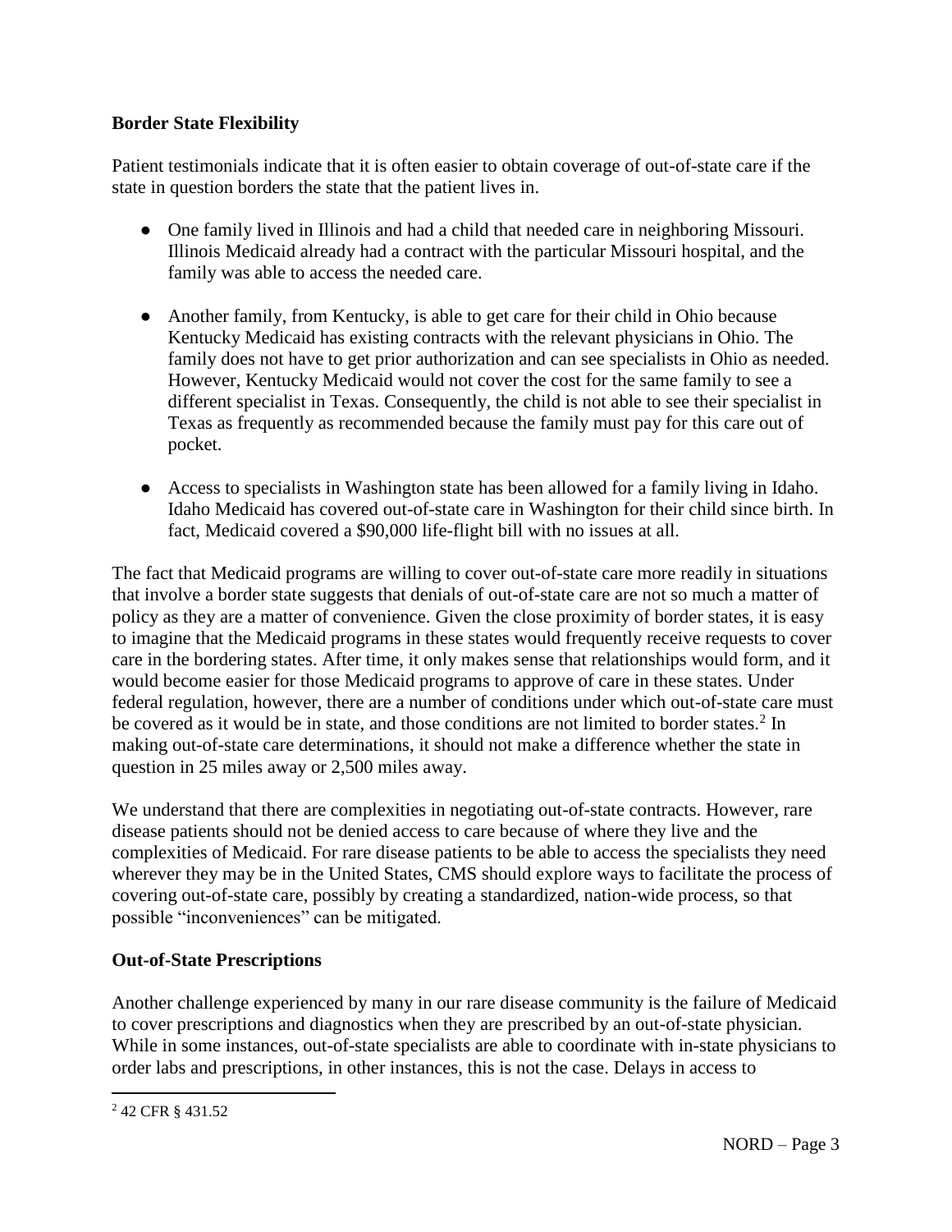**Border State Flexibility**

Patient testimonials indicate that it is often easier to obtain coverage of out-of-state care if the state in question borders the state that the patient lives in.

- One family lived in Illinois and had a child that needed care in neighboring Missouri. Illinois Medicaid already had a contract with the particular Missouri hospital, and the family was able to access the needed care.
- Another family, from Kentucky, is able to get care for their child in Ohio because Kentucky Medicaid has existing contracts with the relevant physicians in Ohio. The family does not have to get prior authorization and can see specialists in Ohio as needed. However, Kentucky Medicaid would not cover the cost for the same family to see a different specialist in Texas. Consequently, the child is not able to see their specialist in Texas as frequently as recommended because the family must pay for this care out of pocket.
- Access to specialists in Washington state has been allowed for a family living in Idaho. Idaho Medicaid has covered out-of-state care in Washington for their child since birth. In fact, Medicaid covered a $90,000 life-flight bill with no issues at all.

The fact that Medicaid programs are willing to cover out-of-state care more readily in situations that involve a border state suggests that denials of out-of-state care are not so much a matter of policy as they are a matter of convenience. Given the close proximity of border states, it is easy to imagine that the Medicaid programs in these states would frequently receive requests to cover care in the bordering states. After time, it only makes sense that relationships would form, and it would become easier for those Medicaid programs to approve of care in these states. Under federal regulation, however, there are a number of conditions under which out-of-state care must be covered as it would be in state, and those conditions are not limited to border states.[2] In making out-of-state care determinations, it should not make a difference whether the state in question in 25 miles away or 2,500 miles away.

We understand that there are complexities in negotiating out-of-state contracts. However, rare disease patients should not be denied access to care because of where they live and the complexities of Medicaid. For rare disease patients to be able to access the specialists they need wherever they may be in the United States, CMS should explore ways to facilitate the process of covering out-of-state care, possibly by creating a standardized, nation-wide process, so that possible "inconveniences" can be mitigated.

**Out-of-State Prescriptions**

Another challenge experienced by many in our rare disease community is the failure of Medicaid to cover prescriptions and diagnostics when they are prescribed by an out-of-state physician. While in some instances, out-of-state specialists are able to coordinate with in-state physicians to order labs and prescriptions, in other instances, this is not the case. Delays in access to

---

[2] 42 CFR § 431.52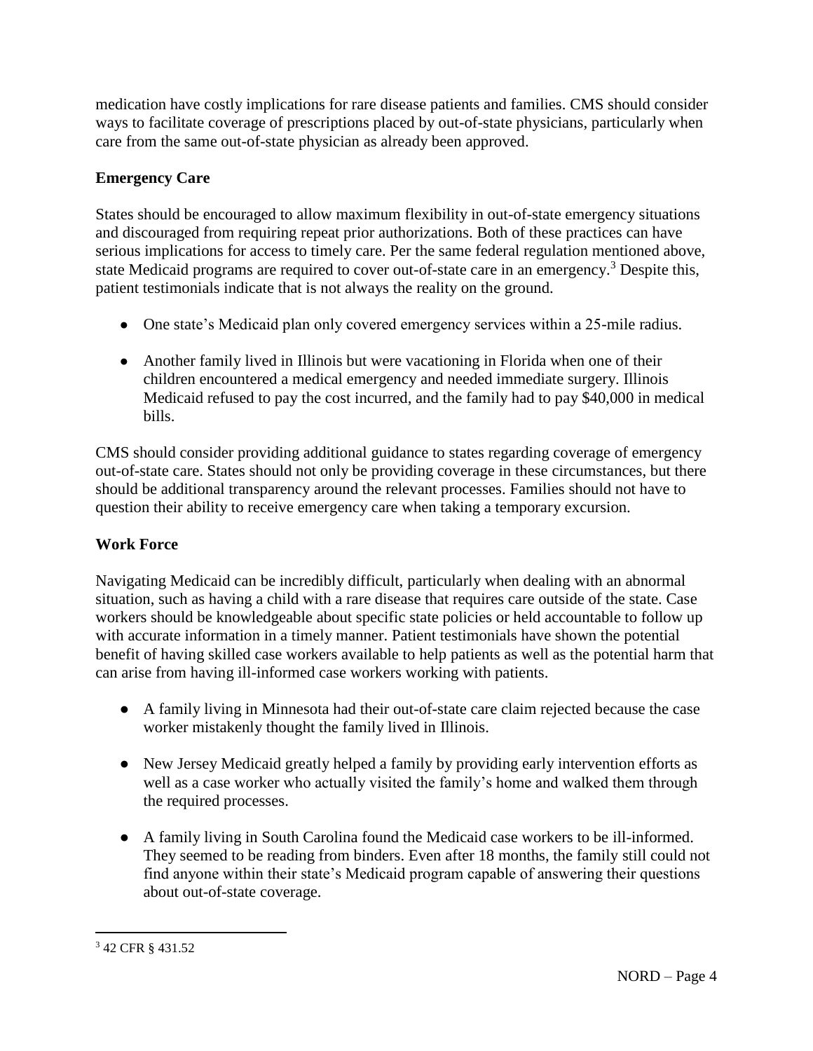medication have costly implications for rare disease patients and families. CMS should consider ways to facilitate coverage of prescriptions placed by out-of-state physicians, particularly when care from the same out-of-state physician as already been approved.

**Emergency Care**

States should be encouraged to allow maximum flexibility in out-of-state emergency situations and discouraged from requiring repeat prior authorizations. Both of these practices can have serious implications for access to timely care. Per the same federal regulation mentioned above, state Medicaid programs are required to cover out-of-state care in an emergency.[3] Despite this, patient testimonials indicate that is not always the reality on the ground.

- One state's Medicaid plan only covered emergency services within a 25-mile radius.
- Another family lived in Illinois but were vacationing in Florida when one of their children encountered a medical emergency and needed immediate surgery. Illinois Medicaid refused to pay the cost incurred, and the family had to pay $40,000 in medical bills.

CMS should consider providing additional guidance to states regarding coverage of emergency out-of-state care. States should not only be providing coverage in these circumstances, but there should be additional transparency around the relevant processes. Families should not have to question their ability to receive emergency care when taking a temporary excursion.

**Work Force**

Navigating Medicaid can be incredibly difficult, particularly when dealing with an abnormal situation, such as having a child with a rare disease that requires care outside of the state. Case workers should be knowledgeable about specific state policies or held accountable to follow up with accurate information in a timely manner. Patient testimonials have shown the potential benefit of having skilled case workers available to help patients as well as the potential harm that can arise from having ill-informed case workers working with patients.

- A family living in Minnesota had their out-of-state care claim rejected because the case worker mistakenly thought the family lived in Illinois.
- New Jersey Medicaid greatly helped a family by providing early intervention efforts as well as a case worker who actually visited the family's home and walked them through the required processes.
- A family living in South Carolina found the Medicaid case workers to be ill-informed. They seemed to be reading from binders. Even after 18 months, the family still could not find anyone within their state's Medicaid program capable of answering their questions about out-of-state coverage.

---

[3] 42 CFR § 431.52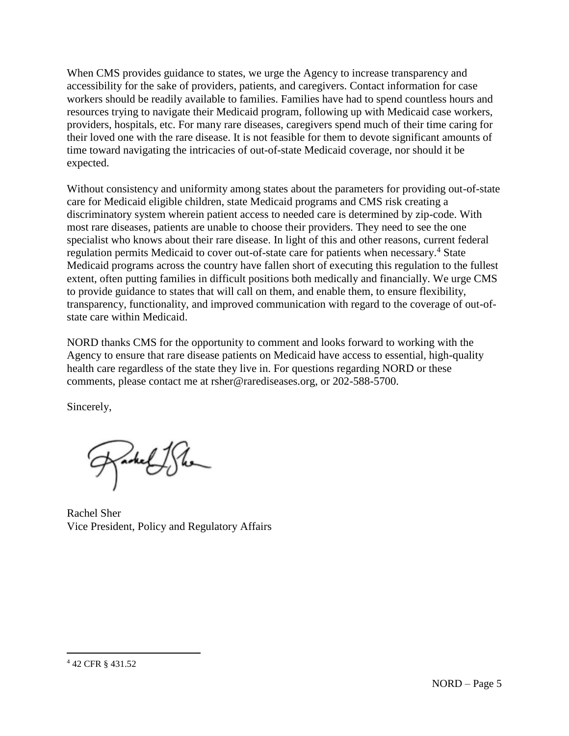When CMS provides guidance to states, we urge the Agency to increase transparency and accessibility for the sake of providers, patients, and caregivers. Contact information for case workers should be readily available to families. Families have had to spend countless hours and resources trying to navigate their Medicaid program, following up with Medicaid case workers, providers, hospitals, etc. For many rare diseases, caregivers spend much of their time caring for their loved one with the rare disease. It is not feasible for them to devote significant amounts of time toward navigating the intricacies of out-of-state Medicaid coverage, nor should it be expected.

Without consistency and uniformity among states about the parameters for providing out-of-state care for Medicaid eligible children, state Medicaid programs and CMS risk creating a discriminatory system wherein patient access to needed care is determined by zip-code. With most rare diseases, patients are unable to choose their providers. They need to see the one specialist who knows about their rare disease. In light of this and other reasons, current federal regulation permits Medicaid to cover out-of-state care for patients when necessary.[4] State Medicaid programs across the country have fallen short of executing this regulation to the fullest extent, often putting families in difficult positions both medically and financially. We urge CMS to provide guidance to states that will call on them, and enable them, to ensure flexibility, transparency, functionality, and improved communication with regard to the coverage of out-of-state care within Medicaid.

NORD thanks CMS for the opportunity to comment and looks forward to working with the Agency to ensure that rare disease patients on Medicaid have access to essential, high-quality health care regardless of the state they live in. For questions regarding NORD or these comments, please contact me at rsher@rarediseases.org, or 202-588-5700.

Sincerely,

Rachel Sher
Vice President, Policy and Regulatory Affairs

[4] 42 CFR § 431.52